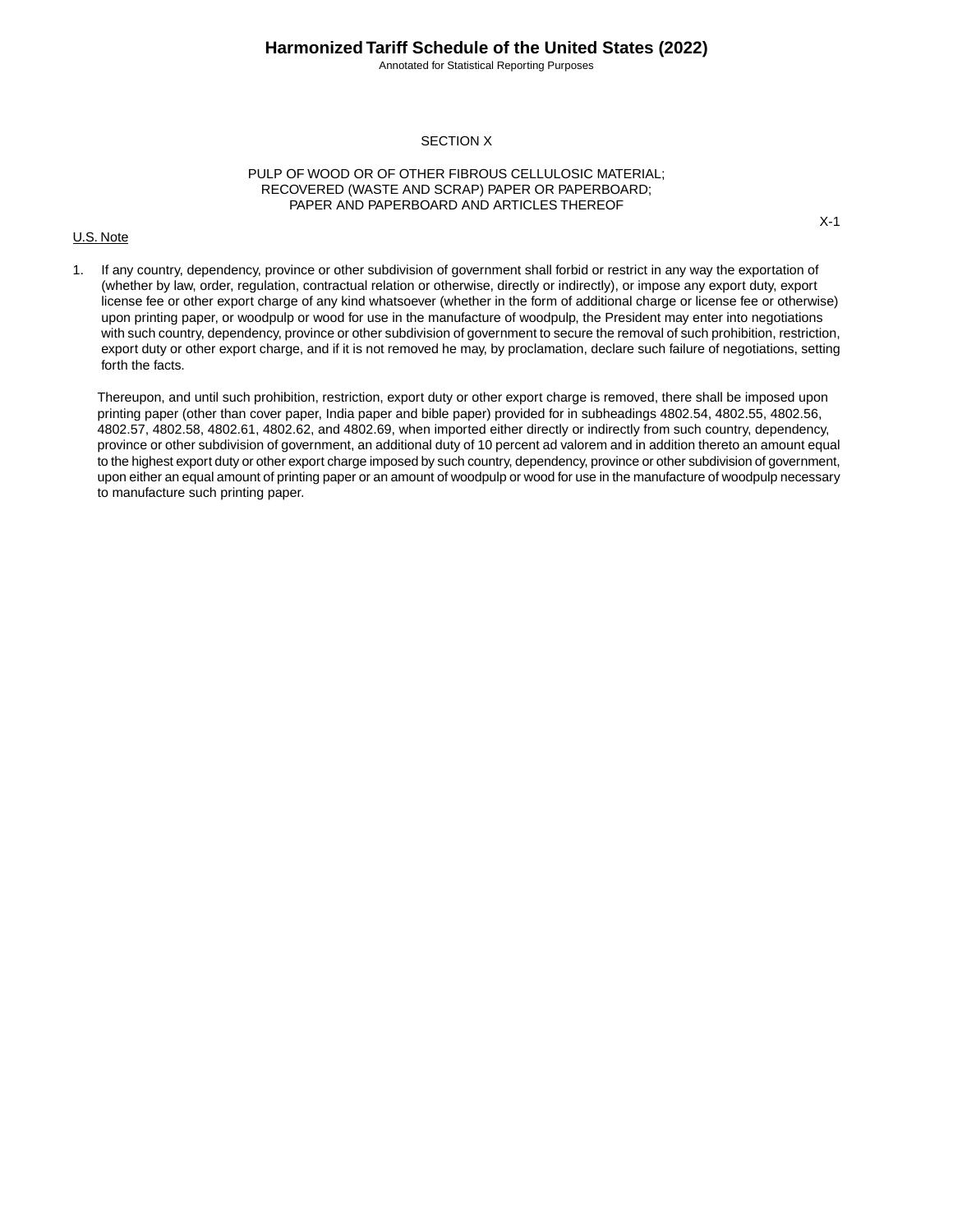# SECTION X

## PULP OF WOOD OR OF OTHER FIBROUS CELLULOSIC MATERIAL; RECOVERED (WASTE AND SCRAP) PAPER OR PAPERBOARD; PAPER AND PAPERBOARD AND ARTICLES THEREOF

### U.S. Note

1. If any country, dependency, province or other subdivision of government shall forbid or restrict in any way the exportation of (whether by law, order, regulation, contractual relation or otherwise, directly or indirectly), or impose any export duty, export license fee or other export charge of any kind whatsoever (whether in the form of additional charge or license fee or otherwise) upon printing paper, or woodpulp or wood for use in the manufacture of woodpulp, the President may enter into negotiations with such country, dependency, province or other subdivision of government to secure the removal of such prohibition, restriction, export duty or other export charge, and if it is not removed he may, by proclamation, declare such failure of negotiations, setting forth the facts.

   Thereupon, and until such prohibition, restriction, export duty or other export charge is removed, there shall be imposed upon printing paper (other than cover paper, India paper and bible paper) provided for in subheadings 4802.54, 4802.55, 4802.56, 4802.57, 4802.58, 4802.61, 4802.62, and 4802.69, when imported either directly or indirectly from such country, dependency, province or other subdivision of government, an additional duty of 10 percent ad valorem and in addition thereto an amount equal to the highest export duty or other export charge imposed by such country, dependency, province or other subdivision of government, upon either an equal amount of printing paper or an amount of woodpulp or wood for use in the manufacture of woodpulp necessary to manufacture such printing paper.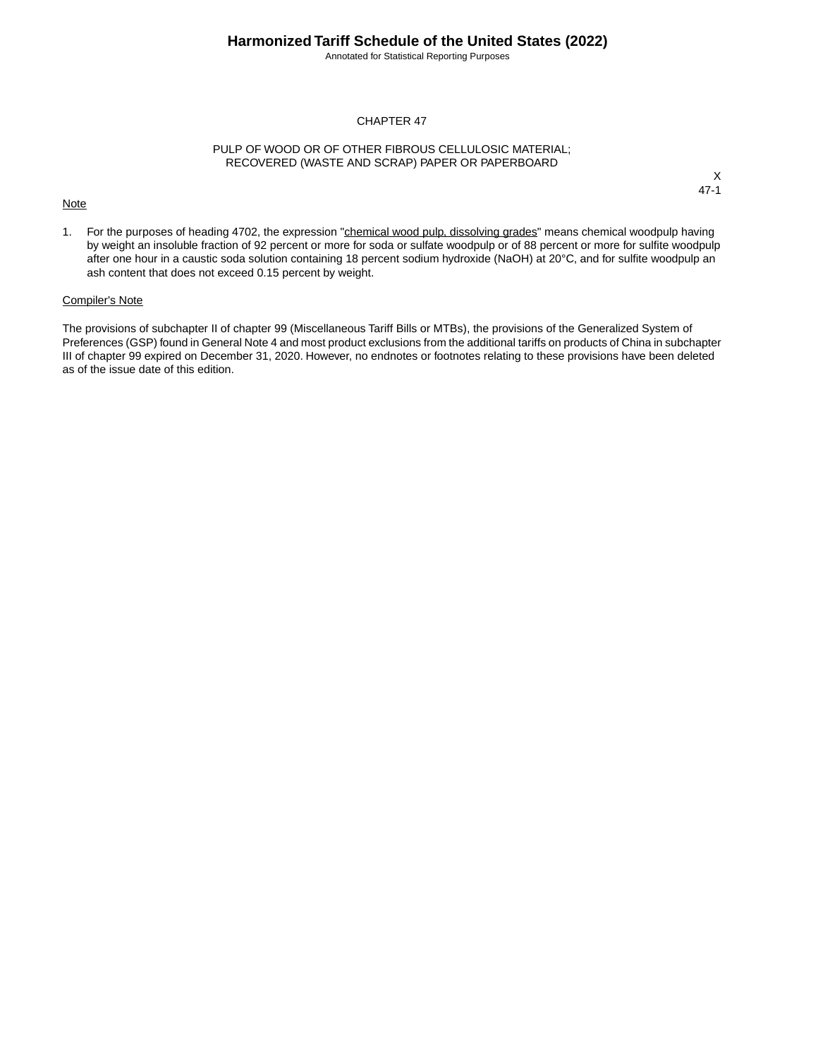# CHAPTER 47

## PULP OF WOOD OR OF OTHER FIBROUS CELLULOSIC MATERIAL; RECOVERED (WASTE AND SCRAP) PAPER OR PAPERBOARD

X

### Note

1. For the purposes of heading 4702, the expression "chemical wood pulp, dissolving grades" means chemical woodpulp having by weight an insoluble fraction of 92 percent or more for soda or sulfate woodpulp or of 88 percent or more for sulfite woodpulp after one hour in a caustic soda solution containing 18 percent sodium hydroxide ($NaOH$) at 20°C, and for sulfite woodpulp an ash content that does not exceed 0.15 percent by weight.

### Compiler's Note

The provisions of subchapter II of chapter 99 (Miscellaneous Tariff Bills or MTBs), the provisions of the Generalized System of Preferences (GSP) found in General Note 4 and most product exclusions from the additional tariffs on products of China in subchapter III of chapter 99 expired on December 31, 2020. However, no endnotes or footnotes relating to these provisions have been deleted as of the issue date of this edition.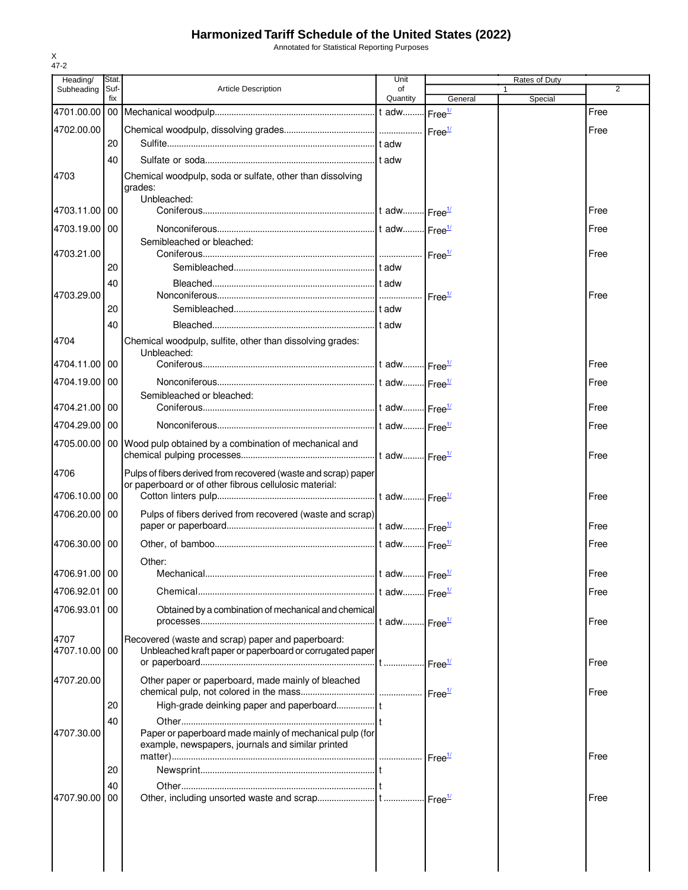# Harmonized Tariff Schedule of the United States (2022)

Annotated for Statistical Reporting Purposes

X
47-2

| Heading/ Subheading | Stat. Suf- fix | Article Description | Unit of Quantity | Rates of Duty 1 General | Rates of Duty 1 Special | Rates of Duty 2 |
|---|---|---|---|---|---|---|
| 4701.00.00 | 00 | Mechanical woodpulp | t adw | Free[1/] | | Free |
| 4702.00.00 | | Chemical woodpulp, dissolving grades | | Free[1/] | | Free |
| | 20 | Sulfite | t adw | | | |
| | 40 | Sulfate or soda | t adw | | | |
| 4703 | | Chemical woodpulp, soda or sulfate, other than dissolving grades: | | | | |
| | | Unbleached: | | | | |
| 4703.11.00 | 00 | Coniferous | t adw | Free[1/] | | Free |
| 4703.19.00 | 00 | Nonconiferous | t adw | Free[1/] | | Free |
| | | Semibleached or bleached: | | | | |
| 4703.21.00 | | Coniferous | | Free[1/] | | Free |
| | 20 | Semibleached | t adw | | | |
| | 40 | Bleached | t adw | | | |
| 4703.29.00 | | Nonconiferous | | Free[1/] | | Free |
| | 20 | Semibleached | t adw | | | |
| | 40 | Bleached | t adw | | | |
| 4704 | | Chemical woodpulp, sulfite, other than dissolving grades: | | | | |
| | | Unbleached: | | | | |
| 4704.11.00 | 00 | Coniferous | t adw | Free[1/] | | Free |
| 4704.19.00 | 00 | Nonconiferous | t adw | Free[1/] | | Free |
| | | Semibleached or bleached: | | | | |
| 4704.21.00 | 00 | Coniferous | t adw | Free[1/] | | Free |
| 4704.29.00 | 00 | Nonconiferous | t adw | Free[1/] | | Free |
| 4705.00.00 | 00 | Wood pulp obtained by a combination of mechanical and chemical pulping processes | t adw | Free[1/] | | Free |
| 4706 | | Pulps of fibers derived from recovered (waste and scrap) paper or paperboard or of other fibrous cellulosic material: | | | | |
| 4706.10.00 | 00 | Cotton linters pulp | t adw | Free[1/] | | Free |
| 4706.20.00 | 00 | Pulps of fibers derived from recovered (waste and scrap) paper or paperboard | t adw | Free[1/] | | Free |
| 4706.30.00 | 00 | Other, of bamboo | t adw | Free[1/] | | Free |
| | | Other: | | | | |
| 4706.91.00 | 00 | Mechanical | t adw | Free[1/] | | Free |
| 4706.92.01 | 00 | Chemical | t adw | Free[1/] | | Free |
| 4706.93.01 | 00 | Obtained by a combination of mechanical and chemical processes | t adw | Free[1/] | | Free |
| 4707 | | Recovered (waste and scrap) paper and paperboard: | | | | |
| 4707.10.00 | 00 | Unbleached kraft paper or paperboard or corrugated paper or paperboard | t | Free[1/] | | Free |
| 4707.20.00 | | Other paper or paperboard, made mainly of bleached chemical pulp, not colored in the mass | | Free[1/] | | Free |
| | 20 | High-grade deinking paper and paperboard | t | | | |
| | 40 | Other | t | | | |
| 4707.30.00 | | Paper or paperboard made mainly of mechanical pulp (for example, newspapers, journals and similar printed matter) | | Free[1/] | | Free |
| | 20 | Newsprint | t | | | |
| | 40 | Other | t | | | |
| 4707.90.00 | 00 | Other, including unsorted waste and scrap | t | Free[1/] | | Free |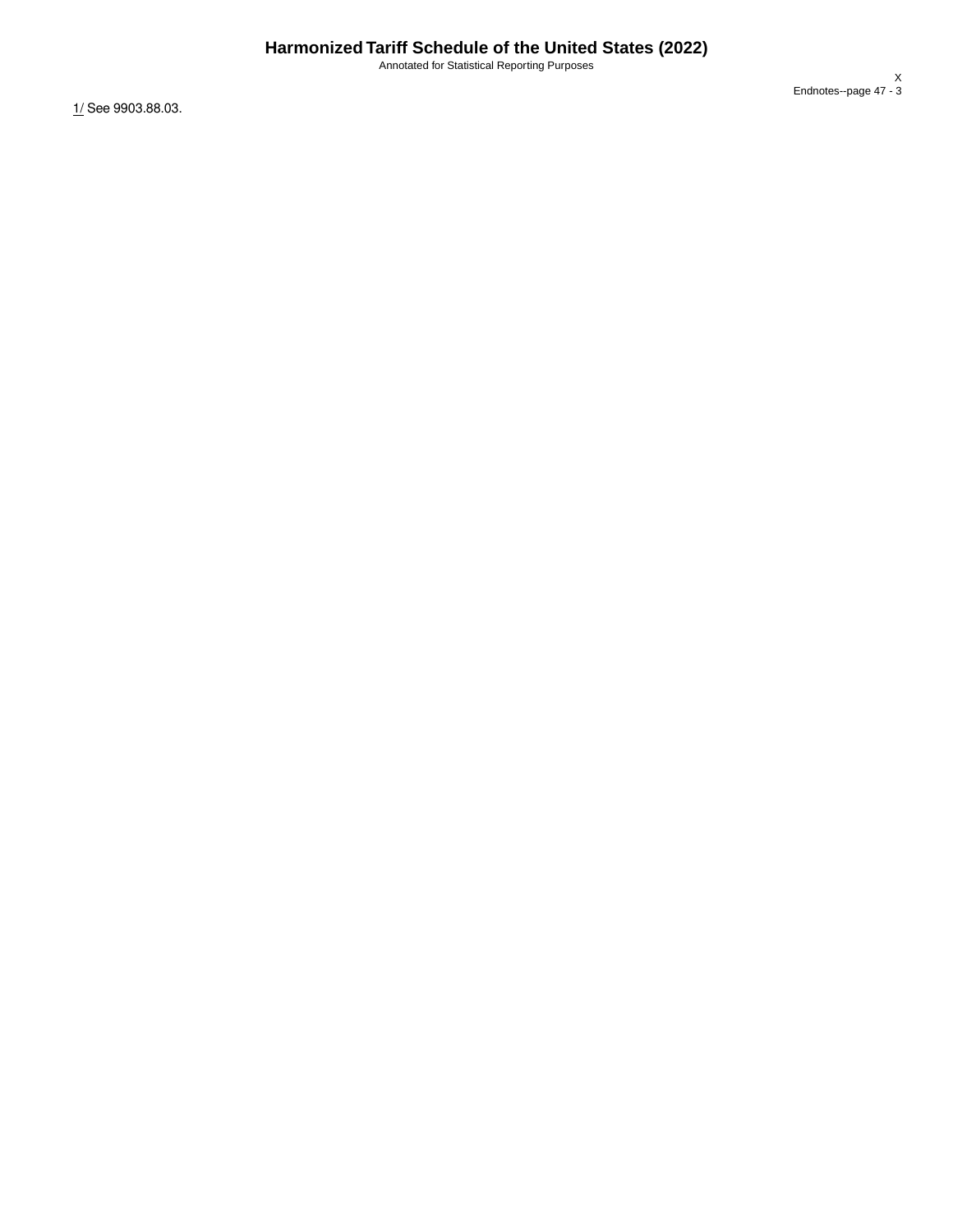1/ See 9903.88.03.